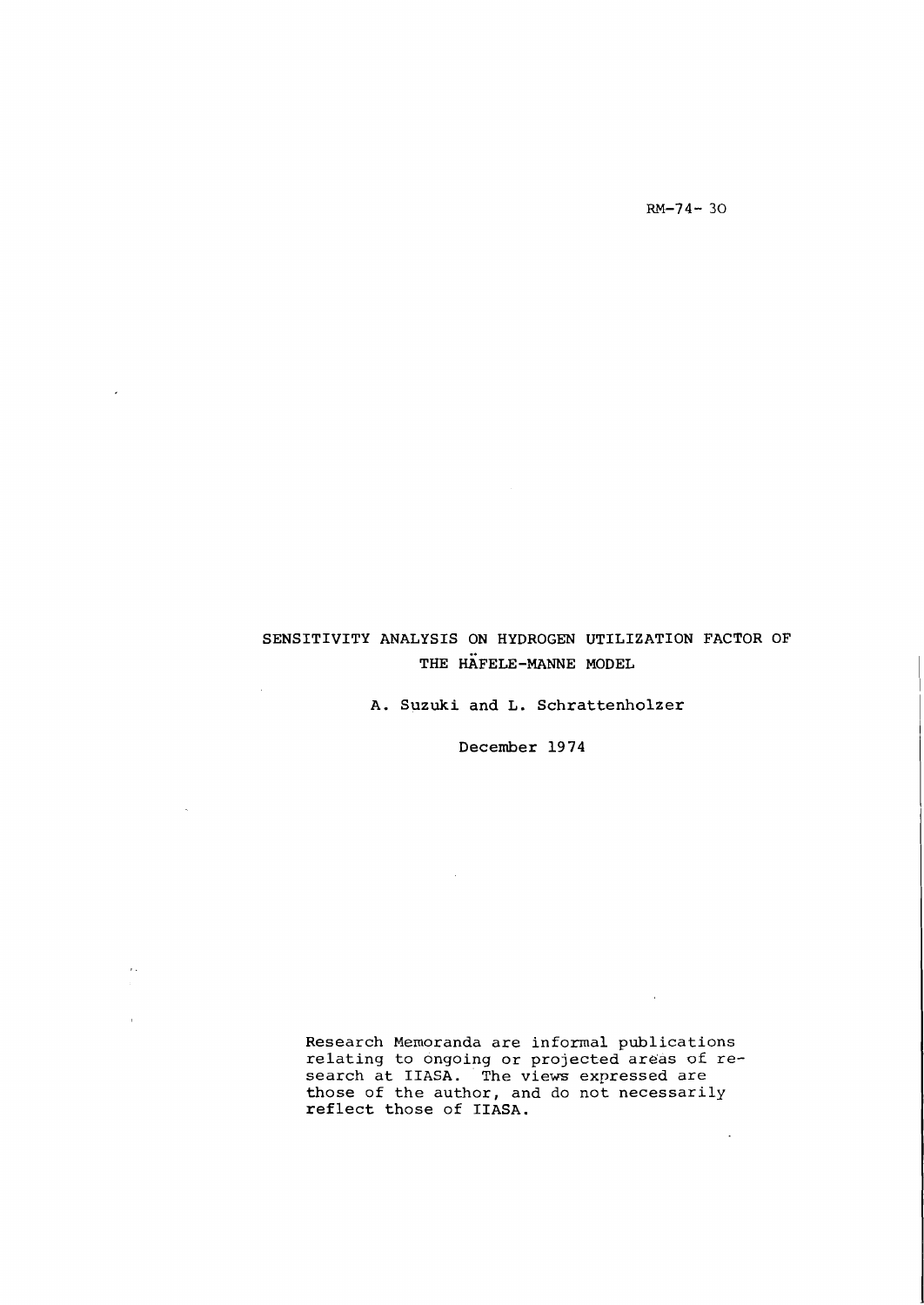RM-74- 30

# SENSITIVITY ANALYSIS ON HYDROGEN UTILIZATION FACTOR OF THE HÄFELE-MANNE MODEL

A. Suzuki and L. Schrattenholzer

December 1974

Research Memoranda are informal publications relating to ongoing or projected areas of research at IIASA. The views expressed are those of the author, and do not necessarily reflect those of IIASA.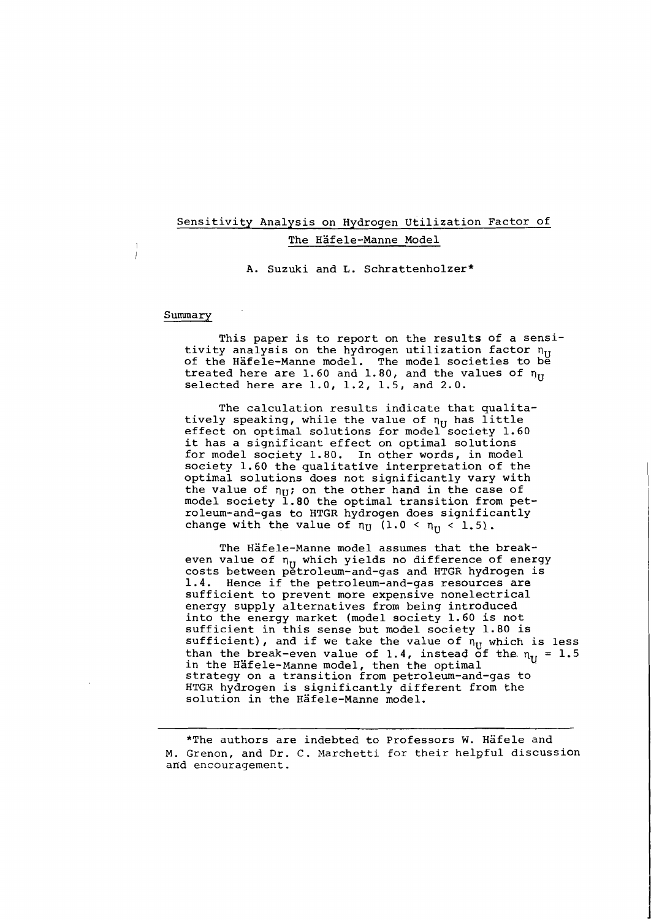# Sensitivity Analysis on Hydrogen Utilization Factor of The Häfele-Manne Model

A. Suzuki and L. Schrattenholzer*

## Summary

This paper is to report on the results of a sensitivity analysis on the hydrogen utilization factor $\eta_U$ of the Häfele-Manne model. The model societies to be treated here are 1.60 and 1.80, and the values of $\eta_U$ selected here are 1.0, 1.2, 1.5, and 2.0.

The calculation results indicate that qualitatively speaking, while the value of $\eta_U$ has little effect on optimal solutions for model society 1.60 it has a significant effect on optimal solutions for model society 1.80. In other words, in model society 1.60 the qualitative interpretation of the optimal solutions does not significantly vary with the value of $\eta_U$; on the other hand in the case of model society 1.80 the optimal transition from petroleum-and-gas to HTGR hydrogen does significantly change with the value of $\eta_U$ $(1.0 < \eta_U < 1.5)$.

The Häfele-Manne model assumes that the break-even value of $\eta_U$ which yields no difference of energy costs between petroleum-and-gas and HTGR hydrogen is 1.4. Hence if the petroleum-and-gas resources are sufficient to prevent more expensive nonelectrical energy supply alternatives from being introduced into the energy market (model society 1.60 is not sufficient in this sense but model society 1.80 is sufficient), and if we take the value of $\eta_U$ which is less than the break-even value of 1.4, instead of the $\eta_U = 1.5$ in the Häfele-Manne model, then the optimal strategy on a transition from petroleum-and-gas to HTGR hydrogen is significantly different from the solution in the Häfele-Manne model.

---

*The authors are indebted to Professors W. Häfele and M. Grenon, and Dr. C. Marchetti for their helpful discussion and encouragement.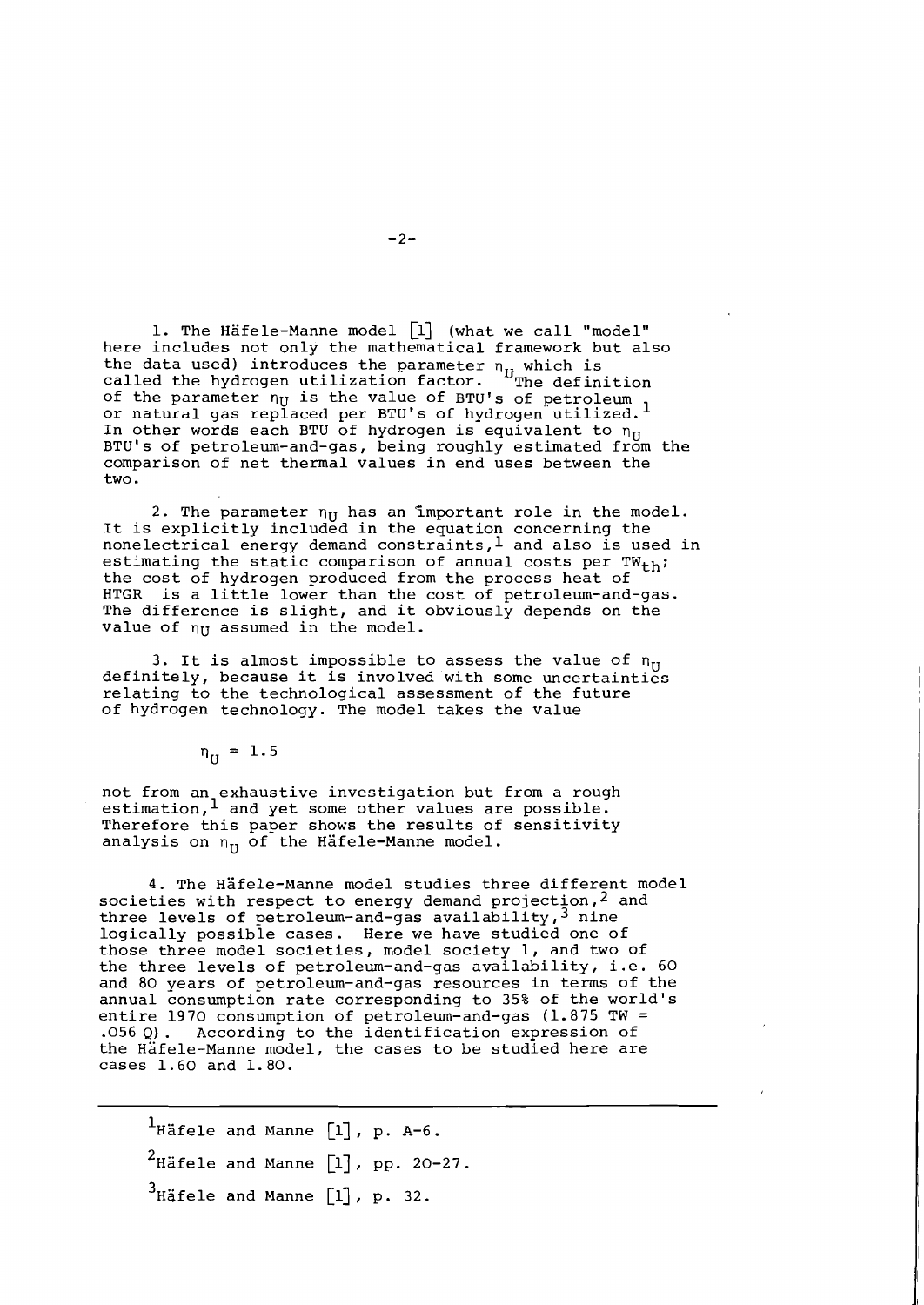1. The Häfele-Manne model [1] (what we call "model" here includes not only the mathematical framework but also the data used) introduces the parameter $\eta_U$ which is called the hydrogen utilization factor. The definition of the parameter $\eta_U$ is the value of BTU's of petroleum or natural gas replaced per BTU's of hydrogen utilized.[1] In other words each BTU of hydrogen is equivalent to $\eta_U$ BTU's of petroleum-and-gas, being roughly estimated from the comparison of net thermal values in end uses between the two.

2. The parameter $\eta_U$ has an important role in the model. It is explicitly included in the equation concerning the nonelectrical energy demand constraints,[1] and also is used in estimating the static comparison of annual costs per $TW_{th}$; the cost of hydrogen produced from the process heat of HTGR is a little lower than the cost of petroleum-and-gas. The difference is slight, and it obviously depends on the value of $\eta_U$ assumed in the model.

3. It is almost impossible to assess the value of $\eta_U$ definitely, because it is involved with some uncertainties relating to the technological assessment of the future of hydrogen technology. The model takes the value

$$\eta_U = 1.5$$

not from an exhaustive investigation but from a rough estimation,[1] and yet some other values are possible. Therefore this paper shows the results of sensitivity analysis on $\eta_U$ of the Häfele-Manne model.

4. The Häfele-Manne model studies three different model societies with respect to energy demand projection,[2] and three levels of petroleum-and-gas availability,[3] nine logically possible cases. Here we have studied one of those three model societies, model society 1, and two of the three levels of petroleum-and-gas availability, i.e. 60 and 80 years of petroleum-and-gas resources in terms of the annual consumption rate corresponding to 35% of the world's entire 1970 consumption of petroleum-and-gas (1.875 TW = .056 Q). According to the identification expression of the Häfele-Manne model, the cases to be studied here are cases 1.60 and 1.80.

---

[1] Häfele and Manne [1], p. A-6.

[2] Häfele and Manne [1], pp. 20-27.

[3] Häfele and Manne [1], p. 32.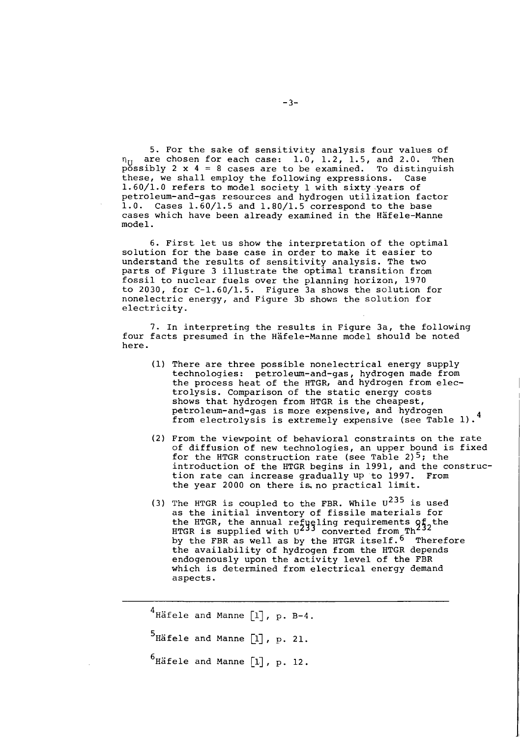5. For the sake of sensitivity analysis four values of $\eta_U$ are chosen for each case: 1.0, 1.2, 1.5, and 2.0. Then possibly 2 x 4 = 8 cases are to be examined. To distinguish these, we shall employ the following expressions. Case 1.60/1.0 refers to model society 1 with sixty years of petroleum-and-gas resources and hydrogen utilization factor 1.0. Cases 1.60/1.5 and 1.80/1.5 correspond to the base cases which have been already examined in the Häfele-Manne model.

6. First let us show the interpretation of the optimal solution for the base case in order to make it easier to understand the results of sensitivity analysis. The two parts of Figure 3 illustrate the optimal transition from fossil to nuclear fuels over the planning horizon, 1970 to 2030, for C-1.60/1.5. Figure 3a shows the solution for nonelectric energy, and Figure 3b shows the solution for electricity.

7. In interpreting the results in Figure 3a, the following four facts presumed in the Häfele-Manne model should be noted here.

(1) There are three possible nonelectrical energy supply technologies: petroleum-and-gas, hydrogen made from the process heat of the HTGR, and hydrogen from electrolysis. Comparison of the static energy costs shows that hydrogen from HTGR is the cheapest, petroleum-and-gas is more expensive, and hydrogen from electrolysis is extremely expensive (see Table 1).[4]

(2) From the viewpoint of behavioral constraints on the rate of diffusion of new technologies, an upper bound is fixed for the HTGR construction rate (see Table 2)[5]; the introduction of the HTGR begins in 1991, and the construction rate can increase gradually up to 1997. From the year 2000 on there is no practical limit.

(3) The HTGR is coupled to the FBR. While $U^{235}$ is used as the initial inventory of fissile materials for the HTGR, the annual refueling requirements of the HTGR is supplied with $U^{233}$ converted from $Th^{232}$ by the FBR as well as by the HTGR itself.[6] Therefore the availability of hydrogen from the HTGR depends endogenously upon the activity level of the FBR which is determined from electrical energy demand aspects.

---

[4] Häfele and Manne [1], p. B-4.

[5] Häfele and Manne [1], p. 21.

[6] Häfele and Manne [1], p. 12.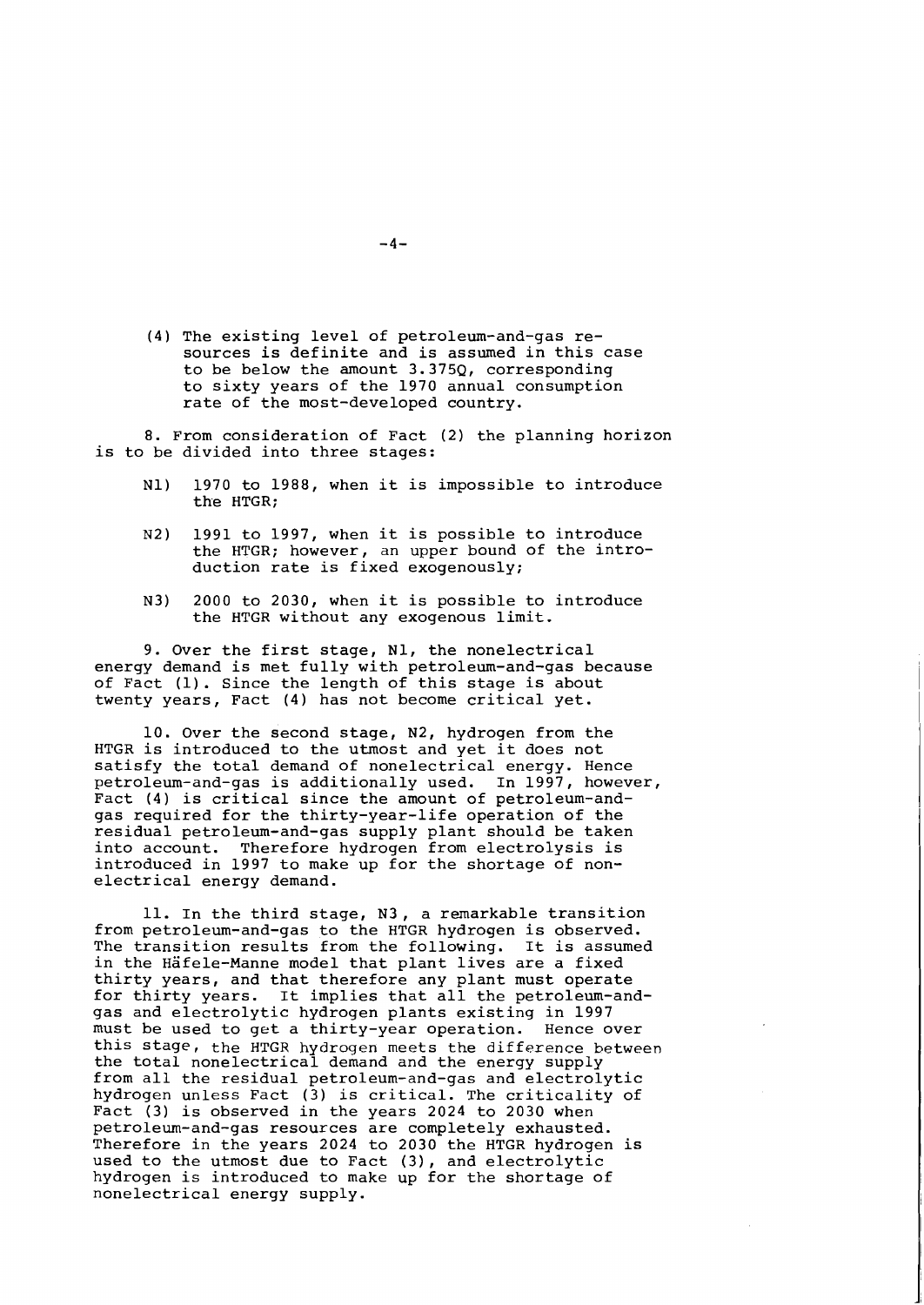(4) The existing level of petroleum-and-gas resources is definite and is assumed in this case to be below the amount 3.375Q, corresponding to sixty years of the 1970 annual consumption rate of the most-developed country.

8. From consideration of Fact (2) the planning horizon is to be divided into three stages:

N1) 1970 to 1988, when it is impossible to introduce the HTGR;

N2) 1991 to 1997, when it is possible to introduce the HTGR; however, an upper bound of the introduction rate is fixed exogenously;

N3) 2000 to 2030, when it is possible to introduce the HTGR without any exogenous limit.

9. Over the first stage, N1, the nonelectrical energy demand is met fully with petroleum-and-gas because of Fact (1). Since the length of this stage is about twenty years, Fact (4) has not become critical yet.

10. Over the second stage, N2, hydrogen from the HTGR is introduced to the utmost and yet it does not satisfy the total demand of nonelectrical energy. Hence petroleum-and-gas is additionally used. In 1997, however, Fact (4) is critical since the amount of petroleum-and-gas required for the thirty-year-life operation of the residual petroleum-and-gas supply plant should be taken into account. Therefore hydrogen from electrolysis is introduced in 1997 to make up for the shortage of nonelectrical energy demand.

11. In the third stage, N3, a remarkable transition from petroleum-and-gas to the HTGR hydrogen is observed. The transition results from the following. It is assumed in the Häfele-Manne model that plant lives are a fixed thirty years, and that therefore any plant must operate for thirty years. It implies that all the petroleum-and-gas and electrolytic hydrogen plants existing in 1997 must be used to get a thirty-year operation. Hence over this stage, the HTGR hydrogen meets the difference between the total nonelectrical demand and the energy supply from all the residual petroleum-and-gas and electrolytic hydrogen unless Fact (3) is critical. The criticality of Fact (3) is observed in the years 2024 to 2030 when petroleum-and-gas resources are completely exhausted. Therefore in the years 2024 to 2030 the HTGR hydrogen is used to the utmost due to Fact (3), and electrolytic hydrogen is introduced to make up for the shortage of nonelectrical energy supply.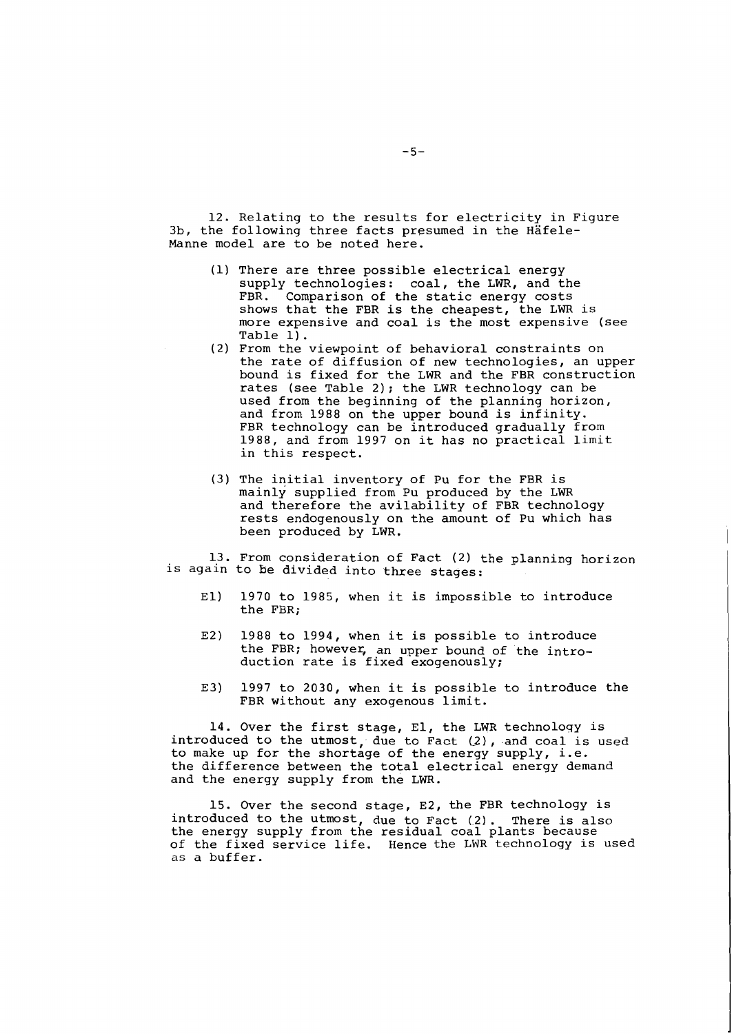12. Relating to the results for electricity in Figure 3b, the following three facts presumed in the Häfele-Manne model are to be noted here.

(1) There are three possible electrical energy supply technologies: coal, the LWR, and the FBR. Comparison of the static energy costs shows that the FBR is the cheapest, the LWR is more expensive and coal is the most expensive (see Table 1).

(2) From the viewpoint of behavioral constraints on the rate of diffusion of new technologies, an upper bound is fixed for the LWR and the FBR construction rates (see Table 2); the LWR technology can be used from the beginning of the planning horizon, and from 1988 on the upper bound is infinity. FBR technology can be introduced gradually from 1988, and from 1997 on it has no practical limit in this respect.

(3) The initial inventory of Pu for the FBR is mainly supplied from Pu produced by the LWR and therefore the avilability of FBR technology rests endogenously on the amount of Pu which has been produced by LWR.

13. From consideration of Fact (2) the planning horizon is again to be divided into three stages:

E1) 1970 to 1985, when it is impossible to introduce the FBR;

E2) 1988 to 1994, when it is possible to introduce the FBR; however, an upper bound of the introduction rate is fixed exogenously;

E3) 1997 to 2030, when it is possible to introduce the FBR without any exogenous limit.

14. Over the first stage, E1, the LWR technology is introduced to the utmost, due to Fact (2), and coal is used to make up for the shortage of the energy supply, i.e. the difference between the total electrical energy demand and the energy supply from the LWR.

15. Over the second stage, E2, the FBR technology is introduced to the utmost, due to Fact (2). There is also the energy supply from the residual coal plants because of the fixed service life. Hence the LWR technology is used as a buffer.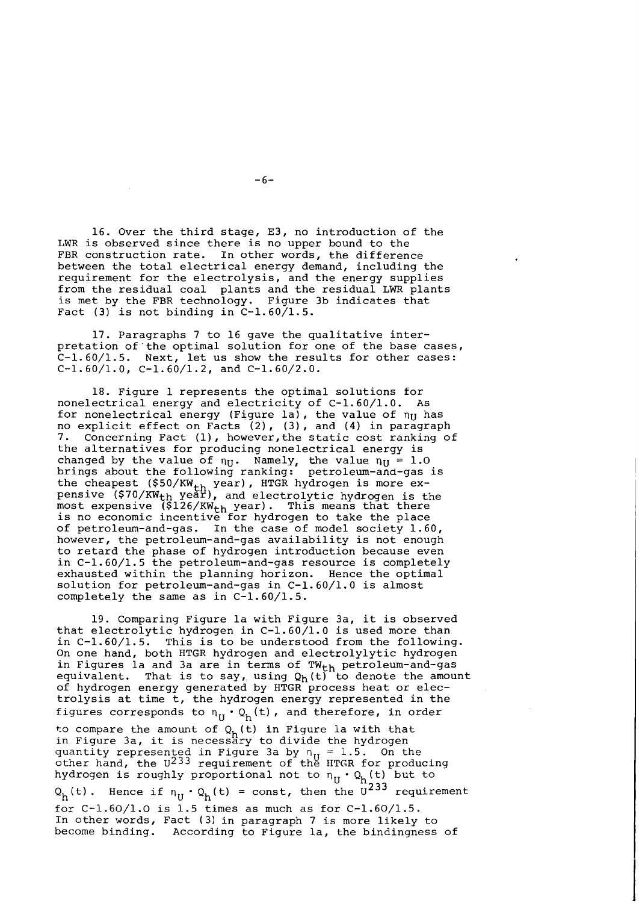16. Over the third stage, E3, no introduction of the LWR is observed since there is no upper bound to the FBR construction rate. In other words, the difference between the total electrical energy demand, including the requirement for the electrolysis, and the energy supplies from the residual coal plants and the residual LWR plants is met by the FBR technology. Figure 3b indicates that Fact (3) is not binding in C-1.60/1.5.

17. Paragraphs 7 to 16 gave the qualitative interpretation of the optimal solution for one of the base cases, C-1.60/1.5. Next, let us show the results for other cases: C-1.60/1.0, C-1.60/1.2, and C-1.60/2.0.

18. Figure 1 represents the optimal solutions for nonelectrical energy and electricity of C-1.60/1.0. As for nonelectrical energy (Figure 1a), the value of $\eta_U$ has no explicit effect on Facts (2), (3), and (4) in paragraph 7. Concerning Fact (1), however, the static cost ranking of the alternatives for producing nonelectrical energy is changed by the value of $\eta_U$. Namely, the value $\eta_U = 1.0$ brings about the following ranking: petroleum-and-gas is the cheapest ($50/$KW_{th}$ year), HTGR hydrogen is more expensive ($70/$KW_{th}$ year), and electrolytic hydrogen is the most expensive ($126/$KW_{th}$ year). This means that there is no economic incentive for hydrogen to take the place of petroleum-and-gas. In the case of model society 1.60, however, the petroleum-and-gas availability is not enough to retard the phase of hydrogen introduction because even in C-1.60/1.5 the petroleum-and-gas resource is completely exhausted within the planning horizon. Hence the optimal solution for petroleum-and-gas in C-1.60/1.0 is almost completely the same as in C-1.60/1.5.

19. Comparing Figure 1a with Figure 3a, it is observed that electrolytic hydrogen in C-1.60/1.0 is used more than in C-1.60/1.5. This is to be understood from the following. On one hand, both HTGR hydrogen and electrolylytic hydrogen in Figures 1a and 3a are in terms of $TW_{th}$ petroleum-and-gas equivalent. That is to say, using $Q_h(t)$ to denote the amount of hydrogen energy generated by HTGR process heat or electrolysis at time t, the hydrogen energy represented in the figures corresponds to $\eta_U \cdot Q_h(t)$, and therefore, in order to compare the amount of $Q_h(t)$ in Figure 1a with that in Figure 3a, it is necessary to divide the hydrogen quantity represented in Figure 3a by $\eta_U = 1.5$. On the other hand, the $U^{233}$ requirement of the HTGR for producing hydrogen is roughly proportional not to $\eta_U \cdot Q_h(t)$ but to $Q_h(t)$. Hence if $\eta_U \cdot Q_h(t) = \text{const}$, then the $U^{233}$ requirement for C-1.60/1.0 is 1.5 times as much as for C-1.60/1.5. In other words, Fact (3) in paragraph 7 is more likely to become binding. According to Figure 1a, the bindingness of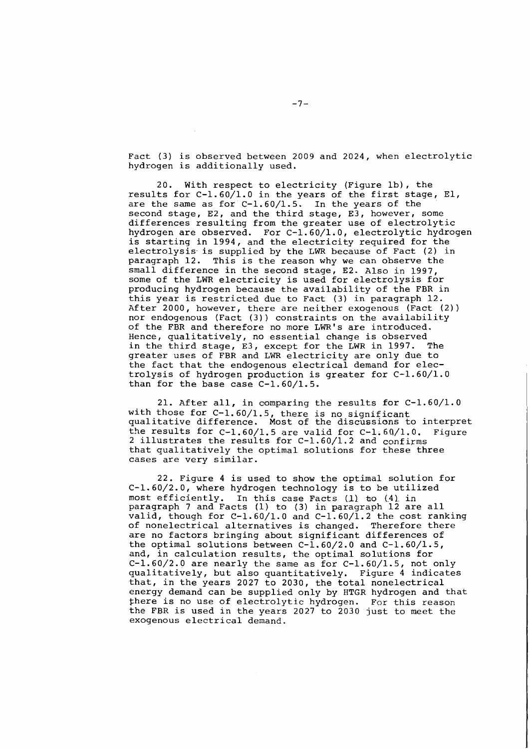Fact (3) is observed between 2009 and 2024, when electrolytic hydrogen is additionally used.

20. With respect to electricity (Figure 1b), the results for C-1.60/1.0 in the years of the first stage, E1, are the same as for C-1.60/1.5. In the years of the second stage, E2, and the third stage, E3, however, some differences resulting from the greater use of electrolytic hydrogen are observed. For C-1.60/1.0, electrolytic hydrogen is starting in 1994, and the electricity required for the electrolysis is supplied by the LWR because of Fact (2) in paragraph 12. This is the reason why we can observe the small difference in the second stage, E2. Also in 1997, some of the LWR electricity is used for electrolysis for producing hydrogen because the availability of the FBR in this year is restricted due to Fact (3) in paragraph 12. After 2000, however, there are neither exogenous (Fact (2)) nor endogenous (Fact (3)) constraints on the availability of the FBR and therefore no more LWR's are introduced. Hence, qualitatively, no essential change is observed in the third stage, E3, except for the LWR in 1997. The greater uses of FBR and LWR electricity are only due to the fact that the endogenous electrical demand for electrolysis of hydrogen production is greater for C-1.60/1.0 than for the base case C-1.60/1.5.

21. After all, in comparing the results for C-1.60/1.0 with those for C-1.60/1.5, there is no significant qualitative difference. Most of the discussions to interpret the results for C-1.60/1.5 are valid for C-1.60/1.0. Figure 2 illustrates the results for C-1.60/1.2 and confirms that qualitatively the optimal solutions for these three cases are very similar.

22. Figure 4 is used to show the optimal solution for C-1.60/2.0, where hydrogen technology is to be utilized most efficiently. In this case Facts (1) to (4) in paragraph 7 and Facts (1) to (3) in paragraph 12 are all valid, though for C-1.60/1.0 and C-1.60/1.2 the cost ranking of nonelectrical alternatives is changed. Therefore there are no factors bringing about significant differences of the optimal solutions between C-1.60/2.0 and C-1.60/1.5, and, in calculation results, the optimal solutions for C-1.60/2.0 are nearly the same as for C-1.60/1.5, not only qualitatively, but also quantitatively. Figure 4 indicates that, in the years 2027 to 2030, the total nonelectrical energy demand can be supplied only by HTGR hydrogen and that there is no use of electrolytic hydrogen. For this reason the FBR is used in the years 2027 to 2030 just to meet the exogenous electrical demand.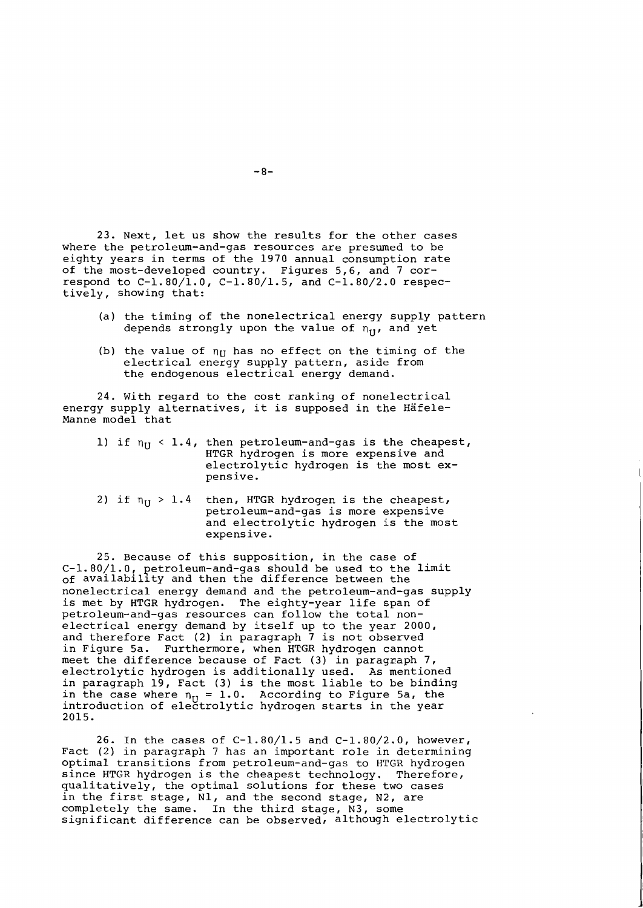23. Next, let us show the results for the other cases where the petroleum-and-gas resources are presumed to be eighty years in terms of the 1970 annual consumption rate of the most-developed country. Figures 5,6, and 7 correspond to C-1.80/1.0, C-1.80/1.5, and C-1.80/2.0 respectively, showing that:

(a) the timing of the nonelectrical energy supply pattern depends strongly upon the value of $\eta_U$, and yet

(b) the value of $\eta_U$ has no effect on the timing of the electrical energy supply pattern, aside from the endogenous electrical energy demand.

24. With regard to the cost ranking of nonelectrical energy supply alternatives, it is supposed in the Häfele-Manne model that

1) if $\eta_U < 1.4$, then petroleum-and-gas is the cheapest, HTGR hydrogen is more expensive and electrolytic hydrogen is the most expensive.

2) if $\eta_U > 1.4$ then, HTGR hydrogen is the cheapest, petroleum-and-gas is more expensive and electrolytic hydrogen is the most expensive.

25. Because of this supposition, in the case of C-1.80/1.0, petroleum-and-gas should be used to the limit of availability and then the difference between the nonelectrical energy demand and the petroleum-and-gas supply is met by HTGR hydrogen. The eighty-year life span of petroleum-and-gas resources can follow the total nonelectrical energy demand by itself up to the year 2000, and therefore Fact (2) in paragraph 7 is not observed in Figure 5a. Furthermore, when HTGR hydrogen cannot meet the difference because of Fact (3) in paragraph 7, electrolytic hydrogen is additionally used. As mentioned in paragraph 19, Fact (3) is the most liable to be binding in the case where $\eta_U = 1.0$. According to Figure 5a, the introduction of electrolytic hydrogen starts in the year 2015.

26. In the cases of C-1.80/1.5 and C-1.80/2.0, however, Fact (2) in paragraph 7 has an important role in determining optimal transitions from petroleum-and-gas to HTGR hydrogen since HTGR hydrogen is the cheapest technology. Therefore, qualitatively, the optimal solutions for these two cases in the first stage, N1, and the second stage, N2, are completely the same. In the third stage, N3, some significant difference can be observed, although electrolytic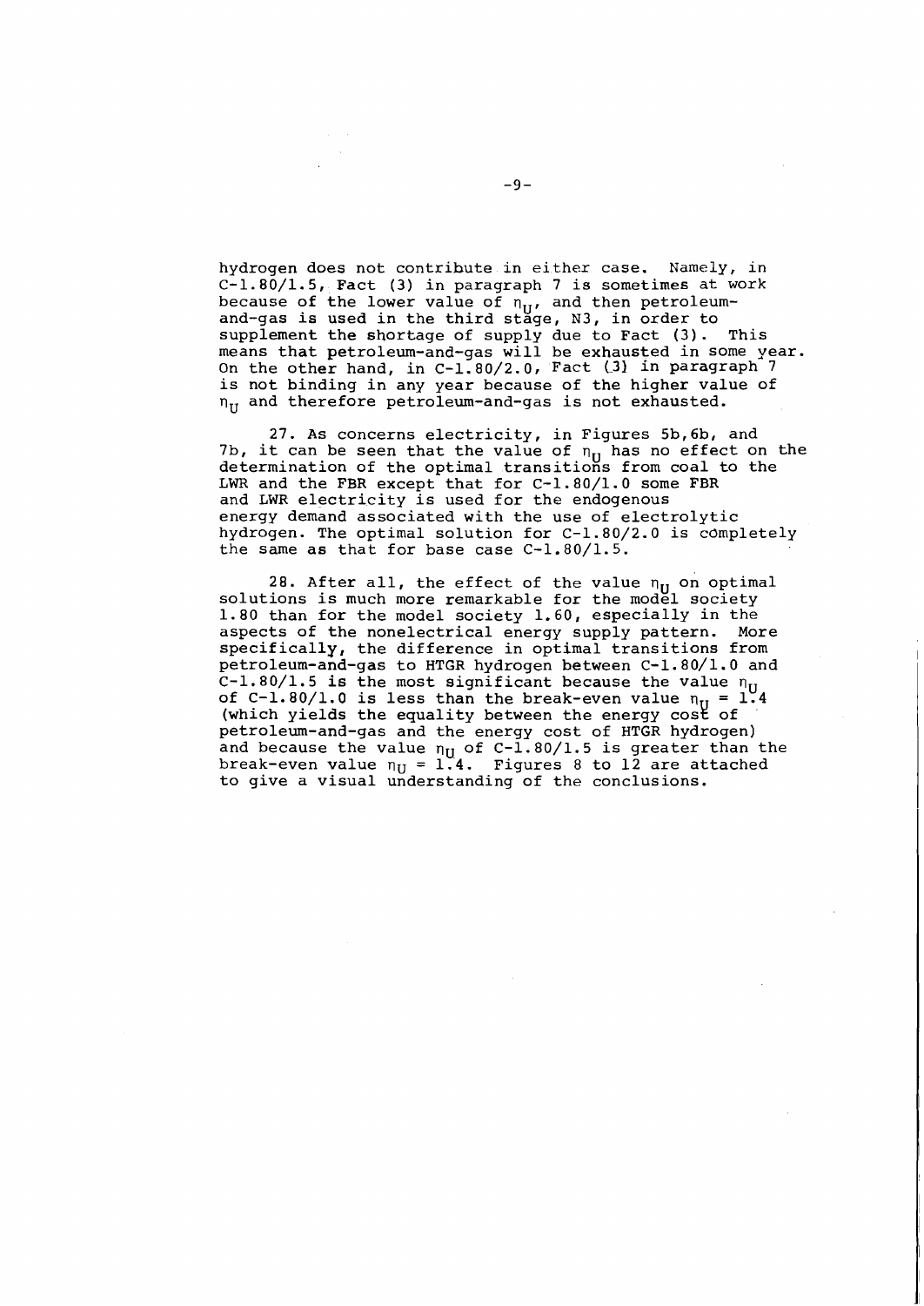hydrogen does not contribute in either case. Namely, in C-1.80/1.5, Fact (3) in paragraph 7 is sometimes at work because of the lower value of $\eta_U$, and then petroleum-and-gas is used in the third stage, N3, in order to supplement the shortage of supply due to Fact (3). This means that petroleum-and-gas will be exhausted in some year. On the other hand, in C-1.80/2.0, Fact (3) in paragraph 7 is not binding in any year because of the higher value of $\eta_U$ and therefore petroleum-and-gas is not exhausted.

27. As concerns electricity, in Figures 5b, 6b, and 7b, it can be seen that the value of $\eta_U$ has no effect on the determination of the optimal transitions from coal to the LWR and the FBR except that for C-1.80/1.0 some FBR and LWR electricity is used for the endogenous energy demand associated with the use of electrolytic hydrogen. The optimal solution for C-1.80/2.0 is completely the same as that for base case C-1.80/1.5.

28. After all, the effect of the value $\eta_U$ on optimal solutions is much more remarkable for the model society 1.80 than for the model society 1.60, especially in the aspects of the nonelectrical energy supply pattern. More specifically, the difference in optimal transitions from petroleum-and-gas to HTGR hydrogen between C-1.80/1.0 and C-1.80/1.5 is the most significant because the value $\eta_U$ of C-1.80/1.0 is less than the break-even value $\eta_U = 1.4$ (which yields the equality between the energy cost of petroleum-and-gas and the energy cost of HTGR hydrogen) and because the value $\eta_U$ of C-1.80/1.5 is greater than the break-even value $\eta_U = 1.4$. Figures 8 to 12 are attached to give a visual understanding of the conclusions.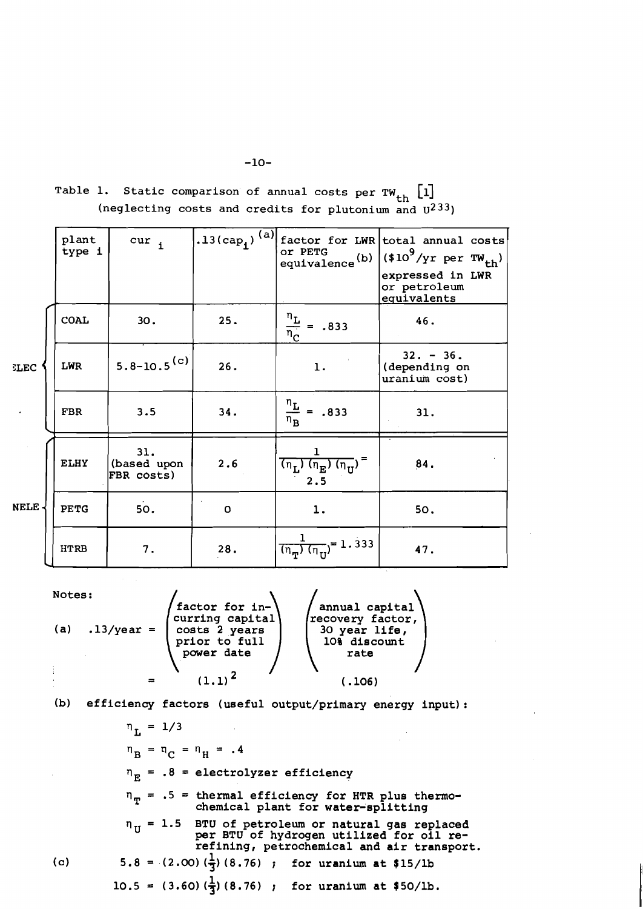Table 1. Static comparison of annual costs per $TW_{th}$ [1]
(neglecting costs and credits for plutonium and $U^{233}$)

| | plant type i | $cur_i$ | $.13(cap_i)$ [(a)] | factor for LWR or PETG equivalence [(b)] | total annual costs ($\$10^9$/yr per $TW_{th}$) expressed in LWR or petroleum equivalents |
|---|---|---|---|---|---|
| ELEC | COAL | 30. | 25. | $\frac{\eta_L}{\eta_C} = .833$ | 46. |
| | LWR | 5.8-10.5 [(c)] | 26. | 1. | 32. - 36. (depending on uranium cost) |
| | FBR | 3.5 | 34. | $\frac{\eta_L}{\eta_B} = .833$ | 31. |
| NELE | ELHY | 31. (based upon FBR costs) | 2.6 | $\frac{1}{(\eta_L)(\eta_E)(\eta_U)} = 2.5$ | 84. |
| | PETG | 50. | 0 | 1. | 50. |
| | HTRB | 7. | 28. | $\frac{1}{(\eta_T)(\eta_U)} = 1.333$ | 47. |

Notes:

(a) $.13/\text{year} = \begin{pmatrix}\text{factor for incurring capital}\\ \text{costs 2 years}\\ \text{prior to full}\\ \text{power date}\end{pmatrix} \begin{pmatrix}\text{annual capital}\\ \text{recovery factor,}\\ \text{30 year life,}\\ \text{10\% discount}\\ \text{rate}\end{pmatrix}$

$= (1.1)^2 \quad (.106)$

(b) efficiency factors (useful output/primary energy input):

$\eta_L = 1/3$

$\eta_B = \eta_C = \eta_H = .4$

$\eta_E = .8$ = electrolyzer efficiency

$\eta_T = .5$ = thermal efficiency for HTR plus thermochemical plant for water-splitting

$\eta_U = 1.5$ BTU of petroleum or natural gas replaced per BTU of hydrogen utilized for oil re-refining, petrochemical and air transport.

(c) $5.8 = (2.00)(\frac{1}{3})(8.76)$ ; for uranium at \$15/lb

$10.5 = (3.60)(\frac{1}{3})(8.76)$ ; for uranium at \$50/lb.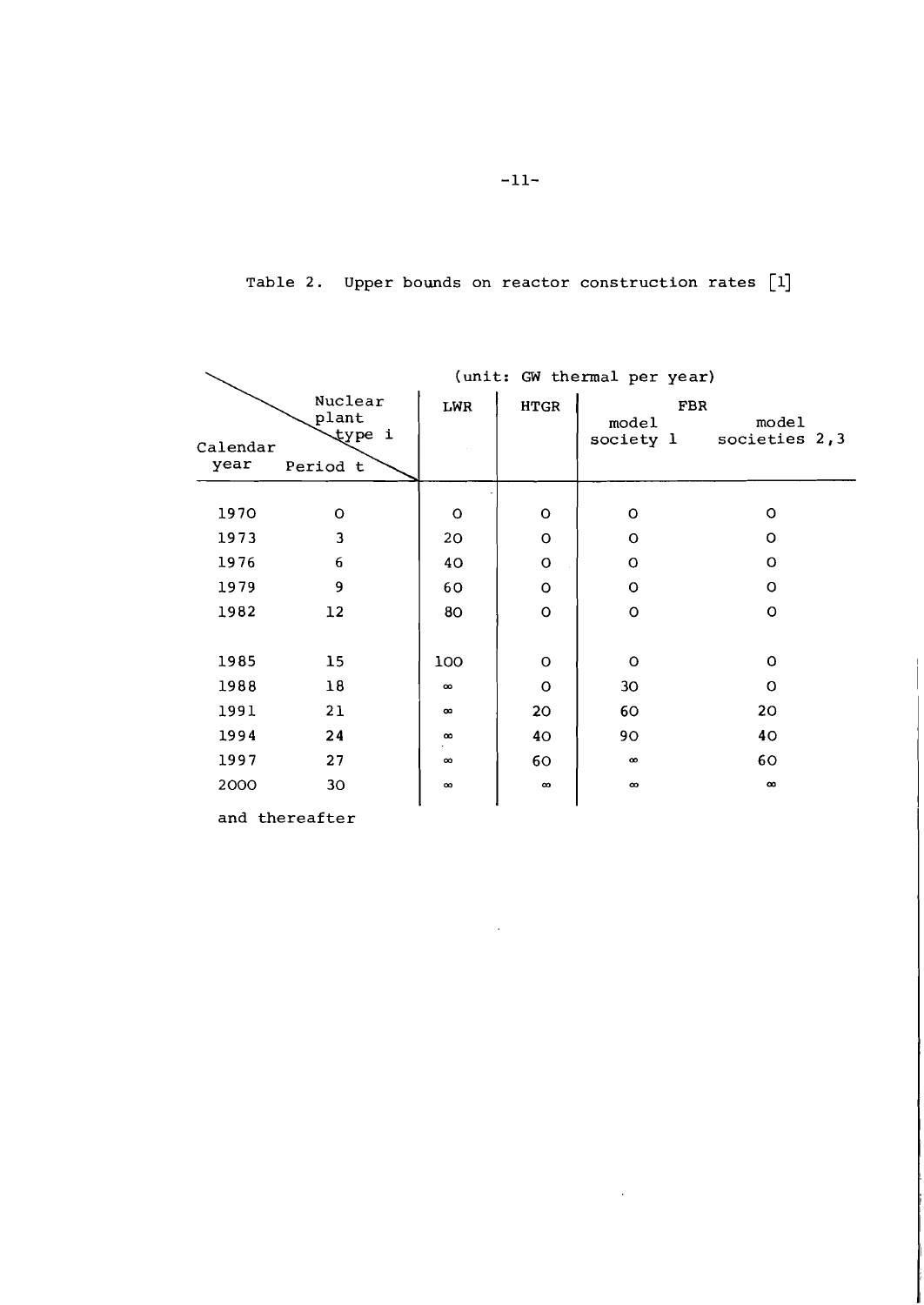Table 2. Upper bounds on reactor construction rates [1]

(unit: GW thermal per year)

| Calendar year | Nuclear plant type i / Period t | LWR | HTGR | FBR model society 1 | FBR model societies 2,3 |
|---|---|---|---|---|---|
| 1970 | 0 | 0 | 0 | 0 | 0 |
| 1973 | 3 | 20 | 0 | 0 | 0 |
| 1976 | 6 | 40 | 0 | 0 | 0 |
| 1979 | 9 | 60 | 0 | 0 | 0 |
| 1982 | 12 | 80 | 0 | 0 | 0 |
| 1985 | 15 | 100 | 0 | 0 | 0 |
| 1988 | 18 | $\infty$ | 0 | 30 | 0 |
| 1991 | 21 | $\infty$ | 20 | 60 | 20 |
| 1994 | 24 | $\infty$ | 40 | 90 | 40 |
| 1997 | 27 | $\infty$ | 60 | $\infty$ | 60 |
| 2000 and thereafter | 30 | $\infty$ | $\infty$ | $\infty$ | $\infty$ |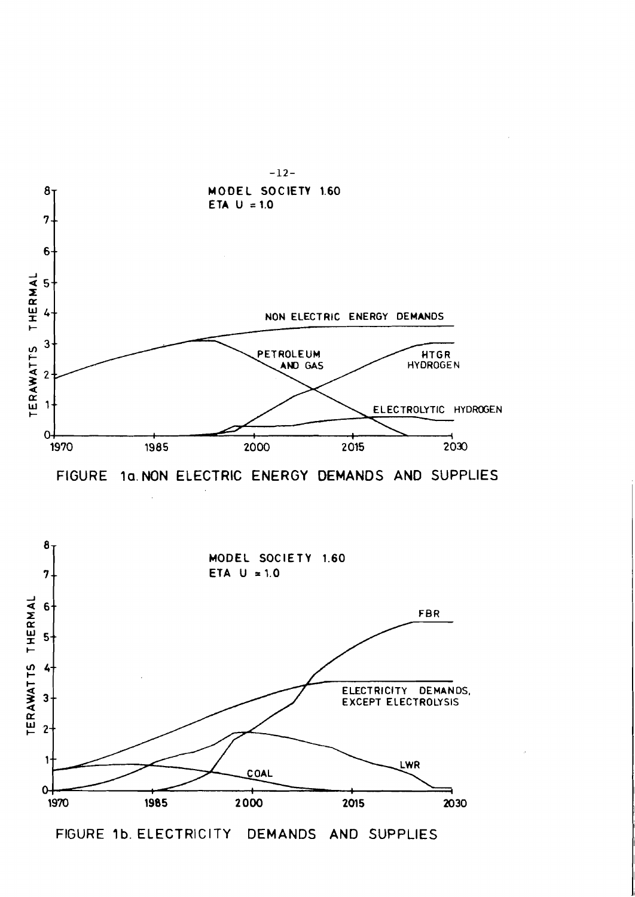FIGURE 1a. NON ELECTRIC ENERGY DEMANDS AND SUPPLIES

FIGURE 1b. ELECTRICITY DEMANDS AND SUPPLIES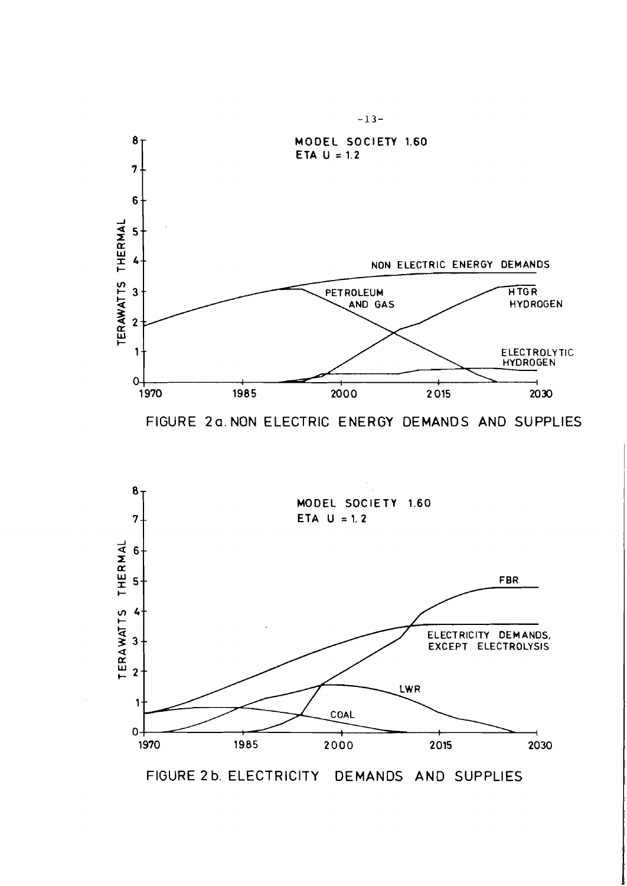MODEL SOCIETY 1.60

ETA U = 1.2

TERAWATTS THERMAL

NON ELECTRIC ENERGY DEMANDS

PETROLEUM AND GAS

HTGR HYDROGEN

ELECTROLYTIC HYDROGEN

1970 1985 2000 2015 2030

FIGURE 2a. NON ELECTRIC ENERGY DEMANDS AND SUPPLIES

MODEL SOCIETY 1.60

ETA U = 1.2

TERAWATTS THERMAL

FBR

ELECTRICITY DEMANDS, EXCEPT ELECTROLYSIS

LWR

COAL

1970 1985 2000 2015 2030

FIGURE 2b. ELECTRICITY DEMANDS AND SUPPLIES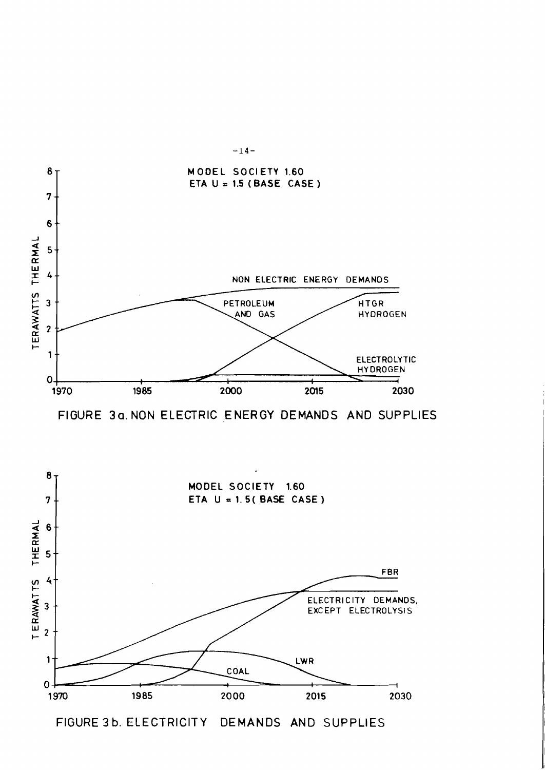FIGURE 3a. NON ELECTRIC ENERGY DEMANDS AND SUPPLIES

FIGURE 3b. ELECTRICITY DEMANDS AND SUPPLIES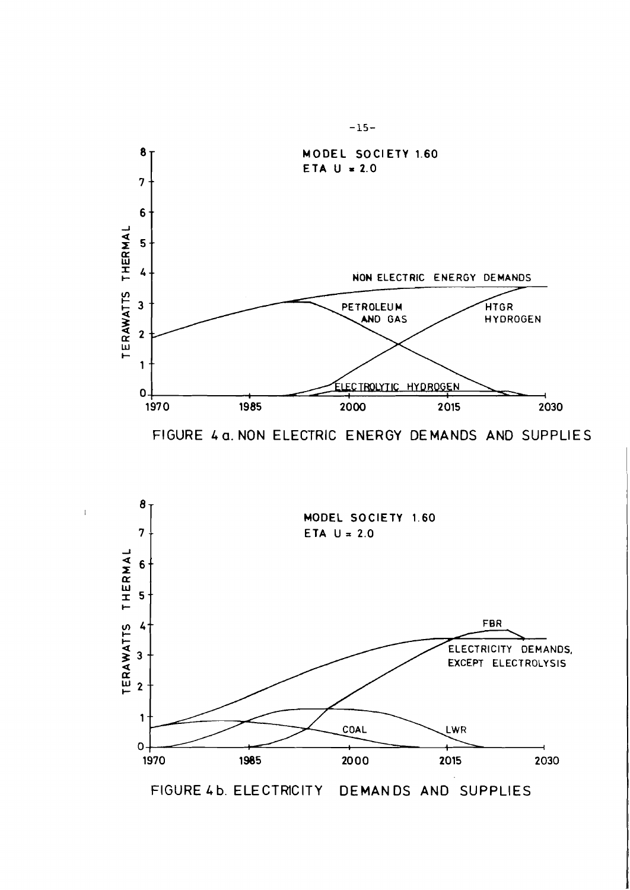FIGURE 4 a. NON ELECTRIC ENERGY DEMANDS AND SUPPLIES

FIGURE 4 b. ELECTRICITY DEMANDS AND SUPPLIES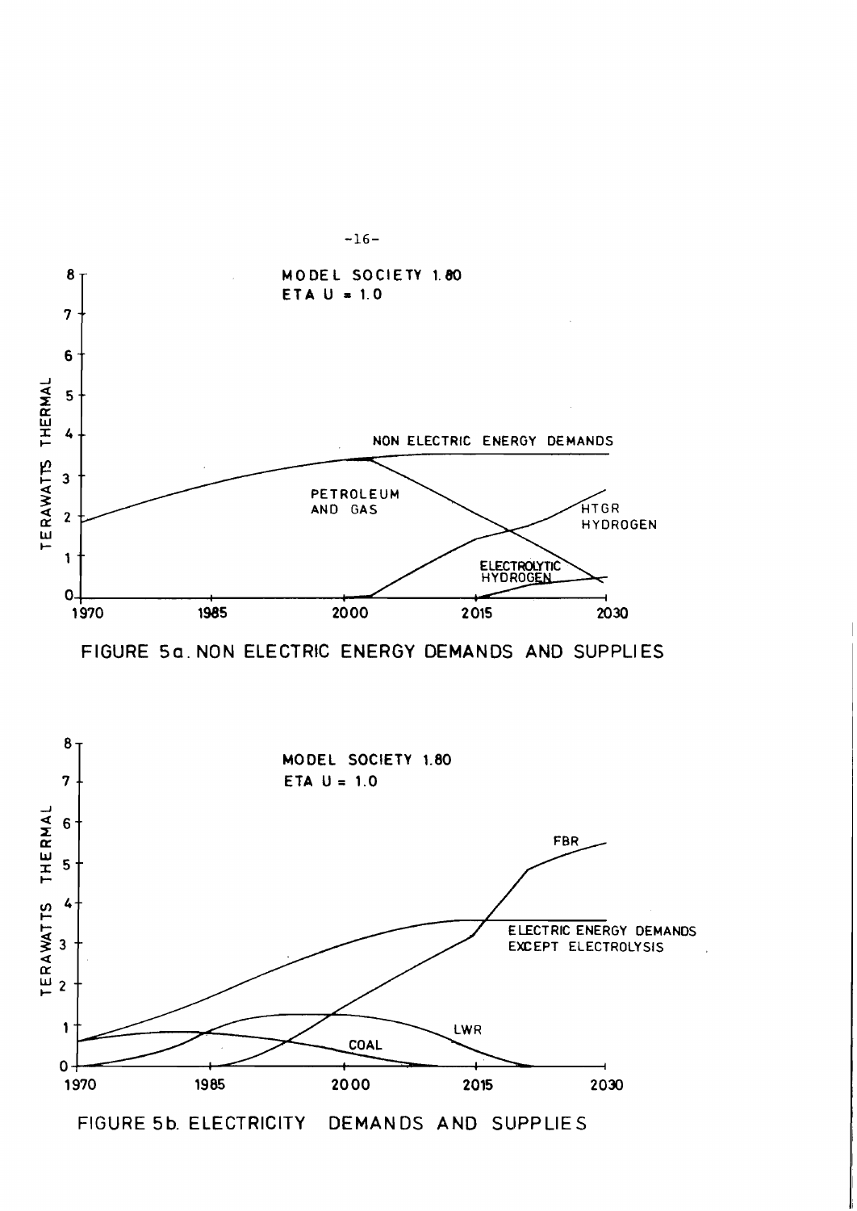FIGURE 5a. NON ELECTRIC ENERGY DEMANDS AND SUPPLIES

FIGURE 5b. ELECTRICITY DEMANDS AND SUPPLIES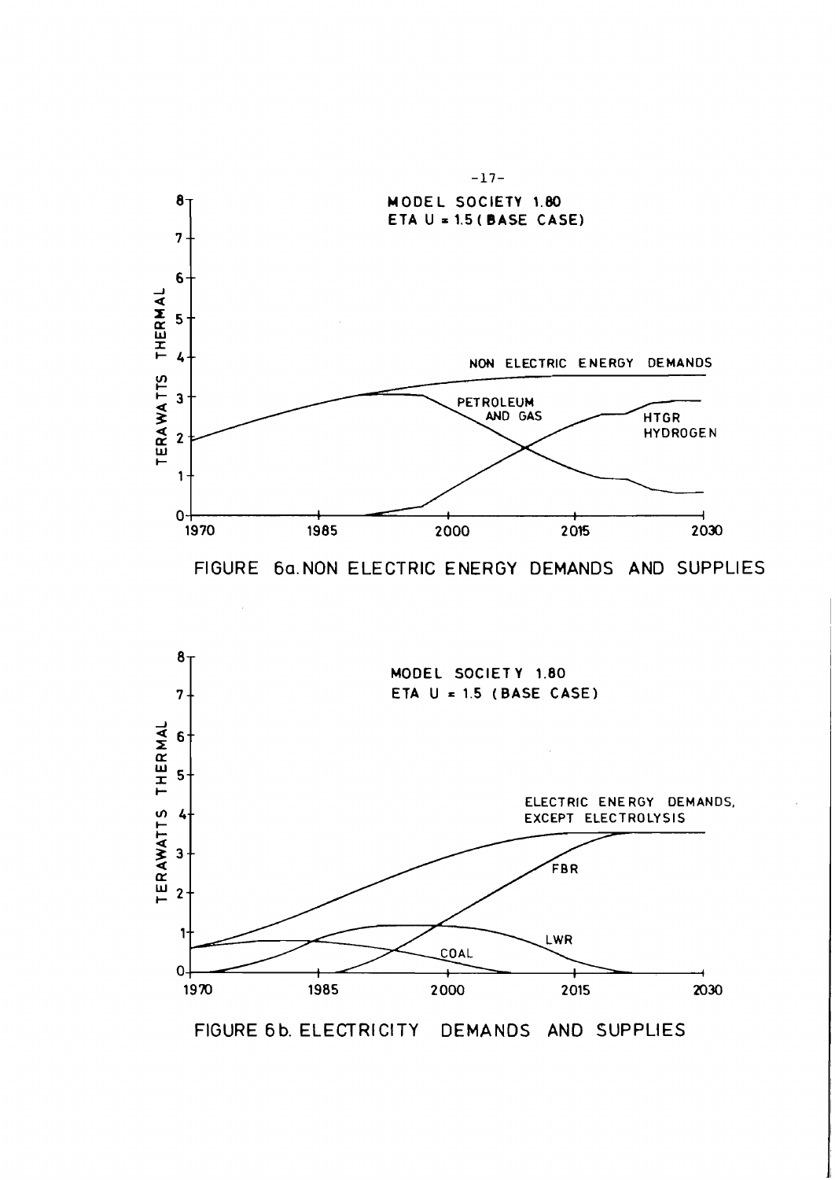FIGURE 6a. NON ELECTRIC ENERGY DEMANDS AND SUPPLIES

FIGURE 6b. ELECTRICITY DEMANDS AND SUPPLIES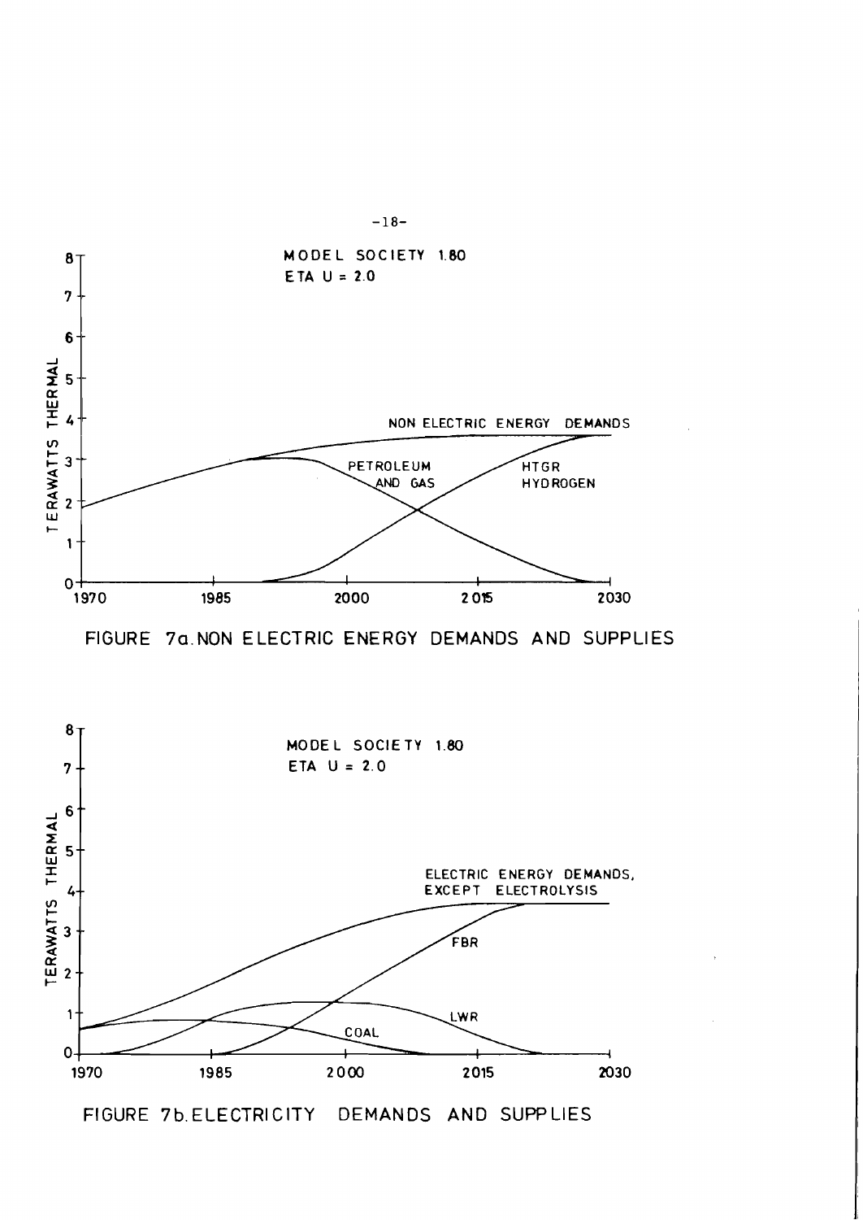FIGURE 7a. NON ELECTRIC ENERGY DEMANDS AND SUPPLIES

FIGURE 7b. ELECTRICITY DEMANDS AND SUPPLIES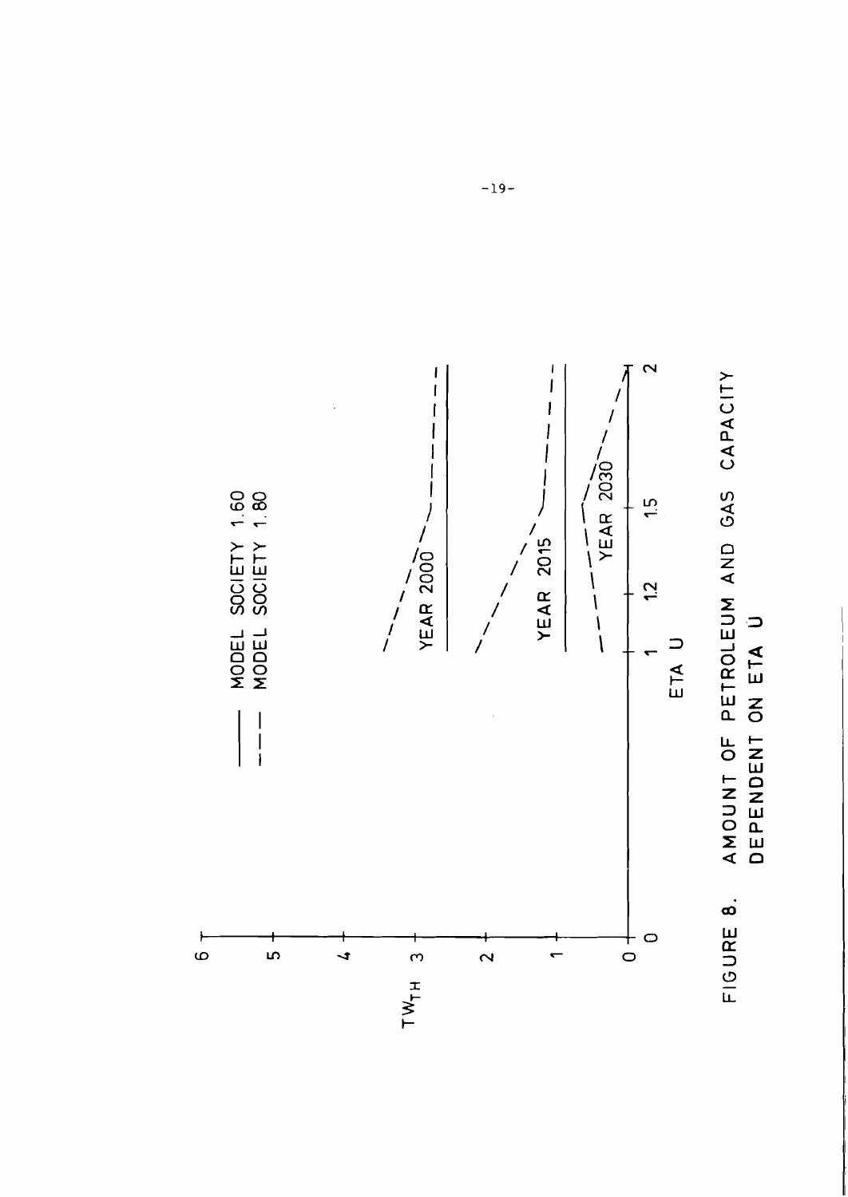FIGURE 8. AMOUNT OF PETROLEUM AND GAS CAPACITY DEPENDENT ON ETA U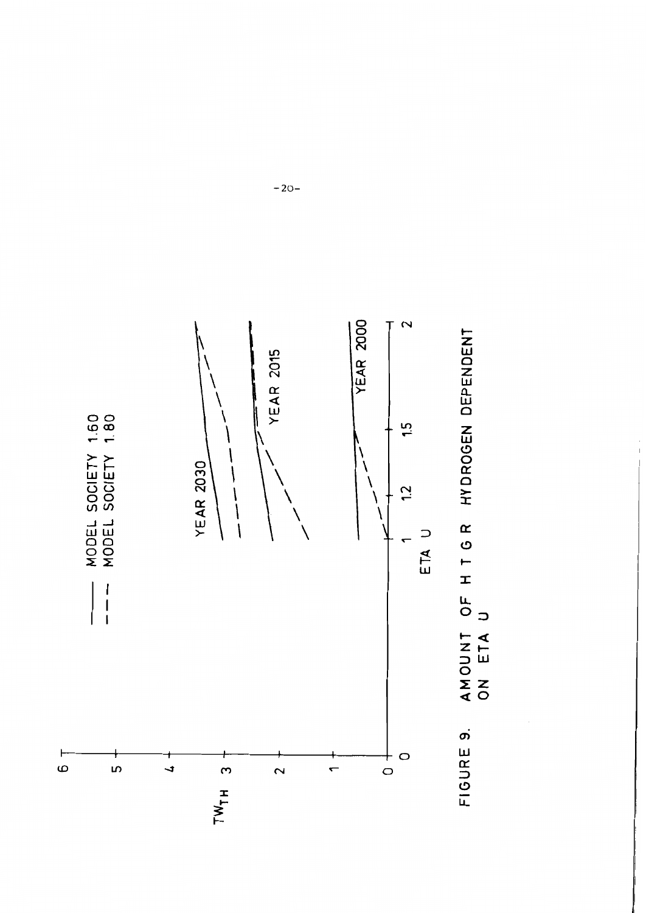MODEL SOCIETY 1.60

MODEL SOCIETY 1.80

YEAR 2030

YEAR 2015

YEAR 2000

$TW_{TH}$

ETA U

FIGURE 9. AMOUNT OF H T G R HYDROGEN DEPENDENT ON ETA U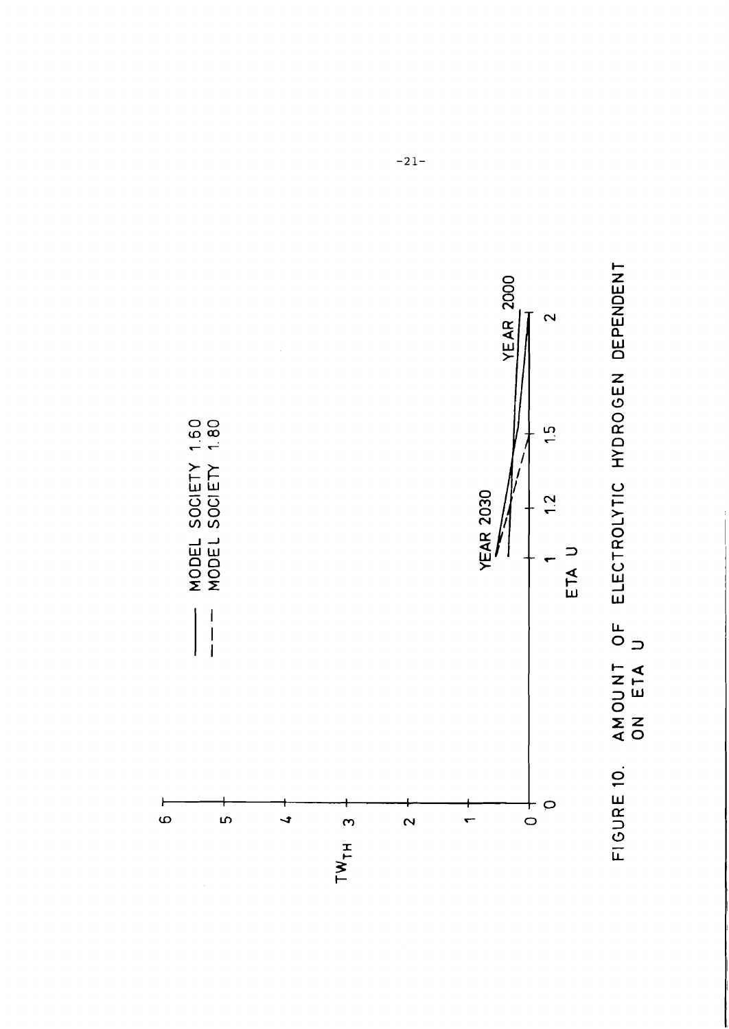FIGURE 10. AMOUNT OF ELECTROLYTIC HYDROGEN DEPENDENT ON ETA U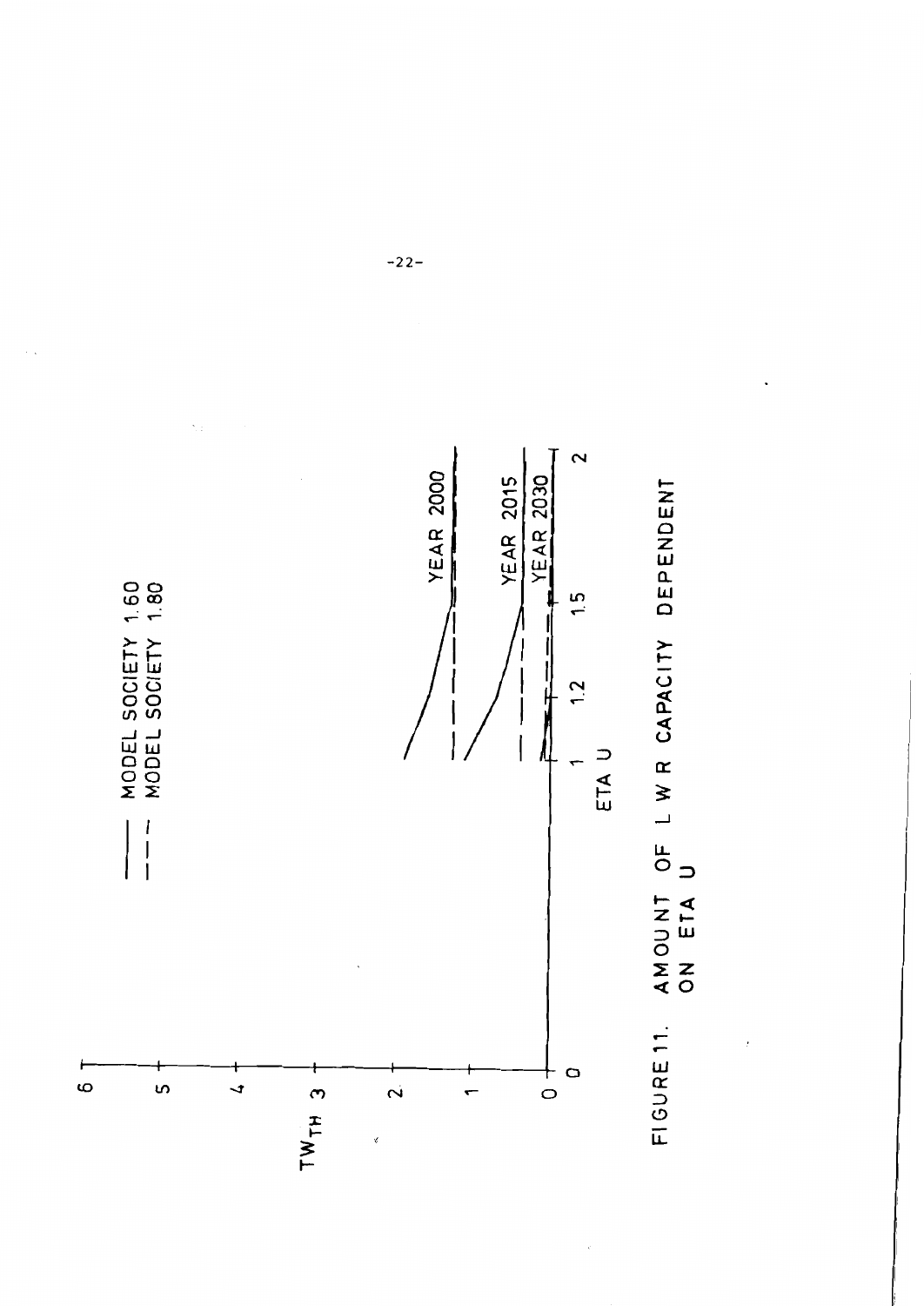MODEL SOCIETY 1.60
MODEL SOCIETY 1.80

$TW_{TH}$

YEAR 2000
YEAR 2015
YEAR 2030

ETA U

FIGURE 11. AMOUNT OF L W R CAPACITY DEPENDENT ON ETA U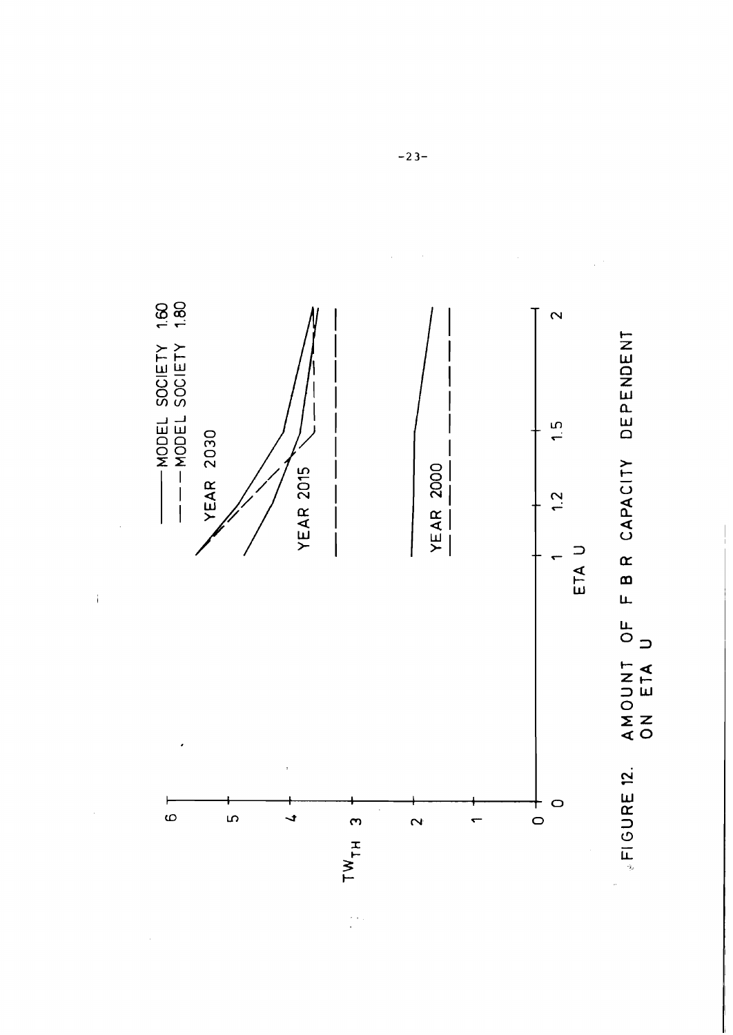FIGURE 12. AMOUNT OF F B R CAPACITY DEPENDENT ON ETA U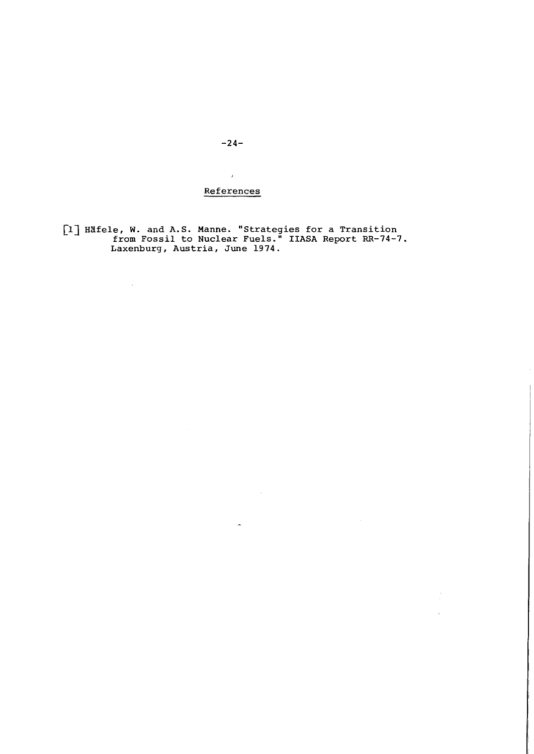## References

[1] Häfele, W. and A.S. Manne. "Strategies for a Transition from Fossil to Nuclear Fuels." IIASA Report RR-74-7. Laxenburg, Austria, June 1974.